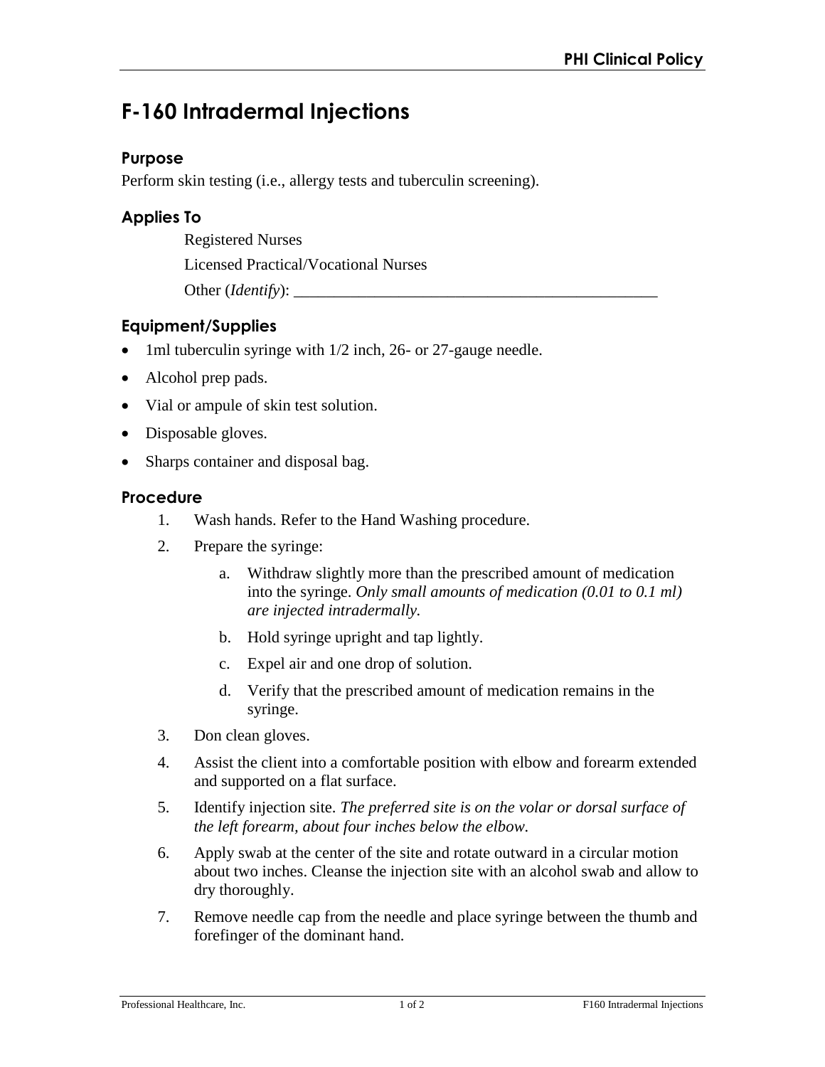# F-160 Intradermal Injections

## Purpose

Perform skin testing (i.e., allergy tests and tuberculin screening).

## Applies To

Registered Nurses

Licensed Practical/Vocational Nurses

Other (*Identify*): _______________________________________________

## Equipment/Supplies

- 1ml tuberculin syringe with 1/2 inch, 26- or 27-gauge needle.
- Alcohol prep pads.
- Vial or ampule of skin test solution.
- Disposable gloves.
- Sharps container and disposal bag.

## Procedure

1. Wash hands. Refer to the Hand Washing procedure.
2. Prepare the syringe:
    a. Withdraw slightly more than the prescribed amount of medication into the syringe. *Only small amounts of medication (0.01 to 0.1 ml) are injected intradermally.*
    b. Hold syringe upright and tap lightly.
    c. Expel air and one drop of solution.
    d. Verify that the prescribed amount of medication remains in the syringe.
3. Don clean gloves.
4. Assist the client into a comfortable position with elbow and forearm extended and supported on a flat surface.
5. Identify injection site. *The preferred site is on the volar or dorsal surface of the left forearm, about four inches below the elbow.*
6. Apply swab at the center of the site and rotate outward in a circular motion about two inches. Cleanse the injection site with an alcohol swab and allow to dry thoroughly.
7. Remove needle cap from the needle and place syringe between the thumb and forefinger of the dominant hand.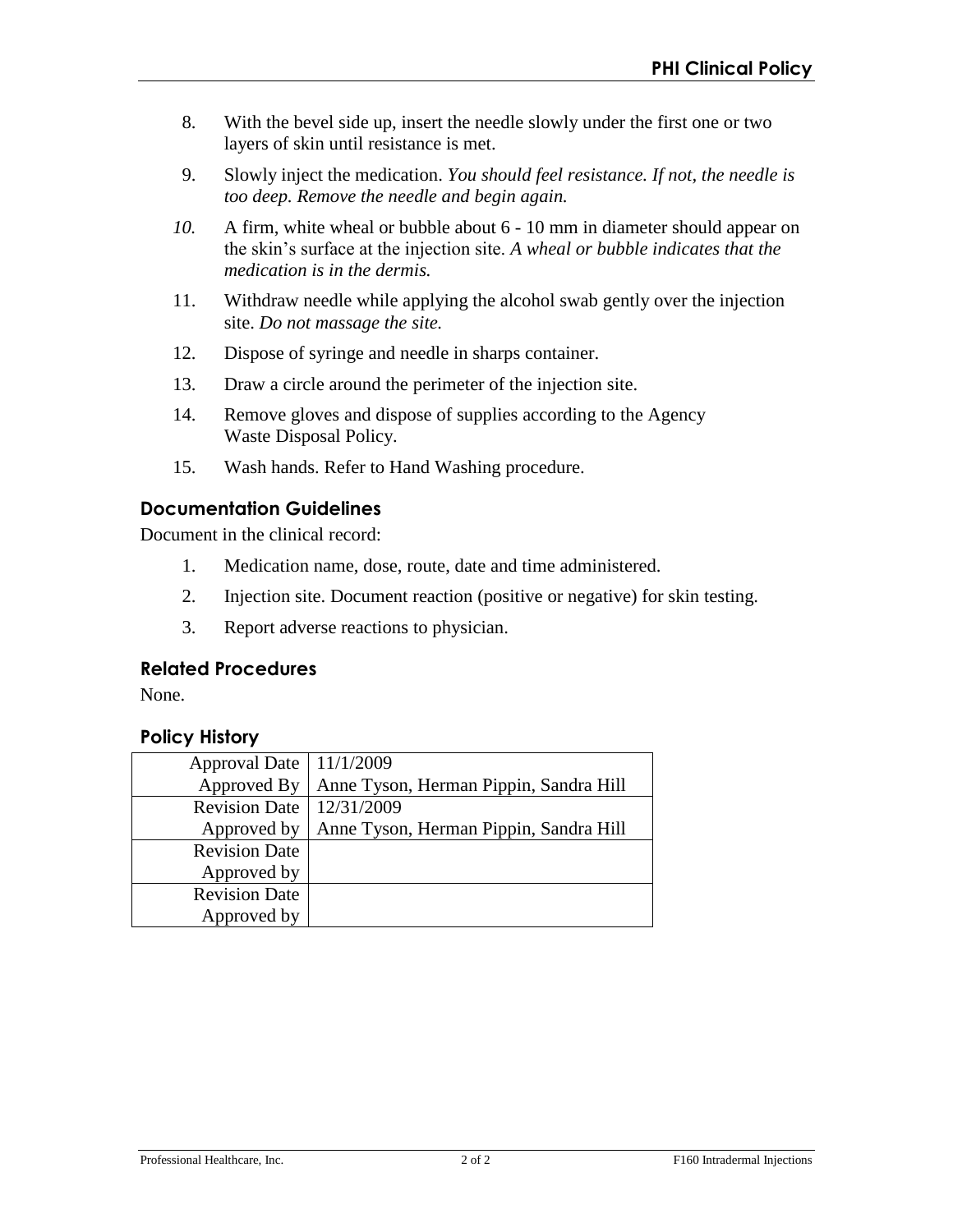8. With the bevel side up, insert the needle slowly under the first one or two layers of skin until resistance is met.
9. Slowly inject the medication. *You should feel resistance. If not, the needle is too deep. Remove the needle and begin again.*
10. A firm, white wheal or bubble about 6 - 10 mm in diameter should appear on the skin's surface at the injection site. *A wheal or bubble indicates that the medication is in the dermis.*
11. Withdraw needle while applying the alcohol swab gently over the injection site. *Do not massage the site.*
12. Dispose of syringe and needle in sharps container.
13. Draw a circle around the perimeter of the injection site.
14. Remove gloves and dispose of supplies according to the Agency Waste Disposal Policy.
15. Wash hands. Refer to Hand Washing procedure.

## Documentation Guidelines

Document in the clinical record:

1. Medication name, dose, route, date and time administered.
2. Injection site. Document reaction (positive or negative) for skin testing.
3. Report adverse reactions to physician.

## Related Procedures

None.

## Policy History

| | |
|---|---|
| Approval Date | 11/1/2009 |
| Approved By | Anne Tyson, Herman Pippin, Sandra Hill |
| Revision Date | 12/31/2009 |
| Approved by | Anne Tyson, Herman Pippin, Sandra Hill |
| Revision Date | |
| Approved by | |
| Revision Date | |
| Approved by | |